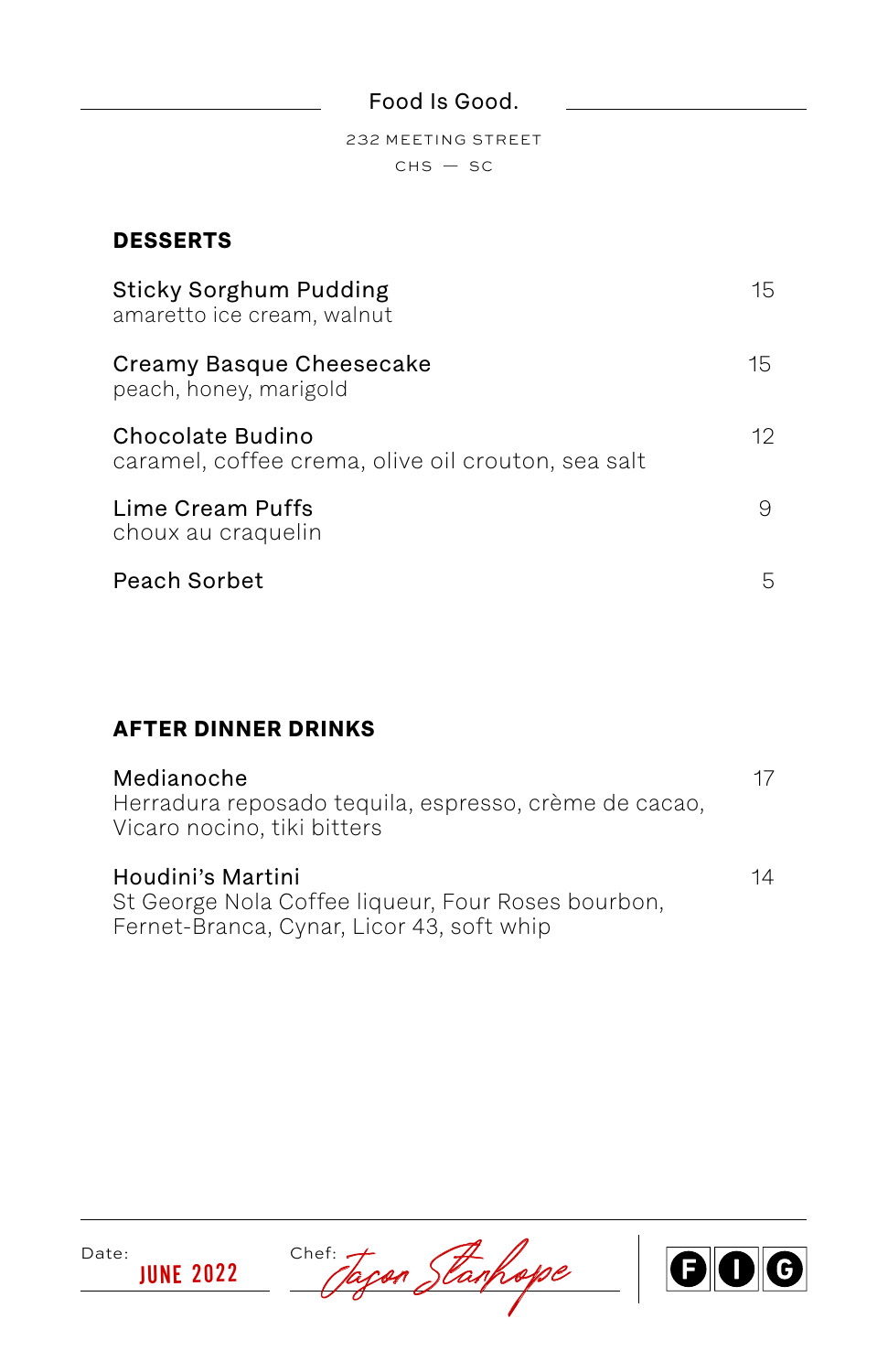Food Is Good.

232 MEETING STREET

CHS — SC

## DESSERTS

**Sticky Sorghum Pudding** — 15
amaretto ice cream, walnut

**Creamy Basque Cheesecake** — 15
peach, honey, marigold

**Chocolate Budino** — 12
caramel, coffee crema, olive oil crouton, sea salt

**Lime Cream Puffs** — 9
choux au craquelin

**Peach Sorbet** — 5

## AFTER DINNER DRINKS

**Medianoche** — 17
Herradura reposado tequila, espresso, crème de cacao, Vicaro nocino, tiki bitters

**Houdini's Martini** — 14
St George Nola Coffee liqueur, Four Roses bourbon, Fernet-Branca, Cynar, Licor 43, soft whip

Date: JUNE 2022

Chef: Jason Stanhope

FIG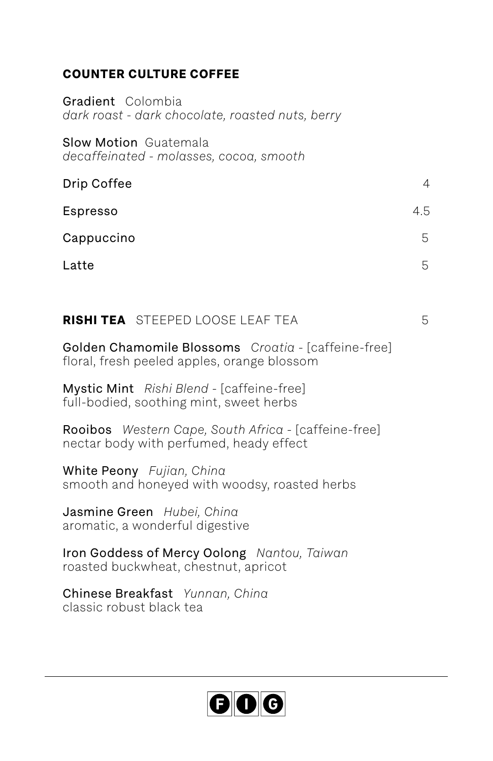## COUNTER CULTURE COFFEE

Gradient Colombia
*dark roast - dark chocolate, roasted nuts, berry*

Slow Motion Guatemala
*decaffeinated - molasses, cocoa, smooth*

| | |
|---|---|
| Drip Coffee | 4 |
| Espresso | 4.5 |
| Cappuccino | 5 |
| Latte | 5 |

## RISHI TEA STEEPED LOOSE LEAF TEA 5

Golden Chamomile Blossoms *Croatia* - [caffeine-free]
floral, fresh peeled apples, orange blossom

Mystic Mint *Rishi Blend* - [caffeine-free]
full-bodied, soothing mint, sweet herbs

Rooibos *Western Cape, South Africa* - [caffeine-free]
nectar body with perfumed, heady effect

White Peony *Fujian, China*
smooth and honeyed with woodsy, roasted herbs

Jasmine Green *Hubei, China*
aromatic, a wonderful digestive

Iron Goddess of Mercy Oolong *Nantou, Taiwan*
roasted buckwheat, chestnut, apricot

Chinese Breakfast *Yunnan, China*
classic robust black tea

FIG